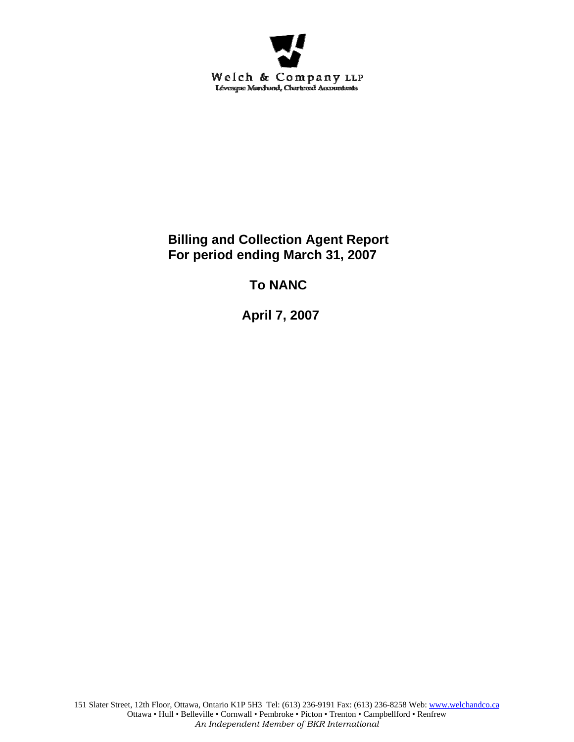Welch & Company LLP
Lévesque Marchand, Chartered Accountants

# Billing and Collection Agent Report
# For period ending March 31, 2007

## To NANC

## April 7, 2007

151 Slater Street, 12th Floor, Ottawa, Ontario K1P 5H3 Tel: (613) 236-9191 Fax: (613) 236-8258 Web: www.welchandco.ca
Ottawa • Hull • Belleville • Cornwall • Pembroke • Picton • Trenton • Campbellford • Renfrew
*An Independent Member of BKR International*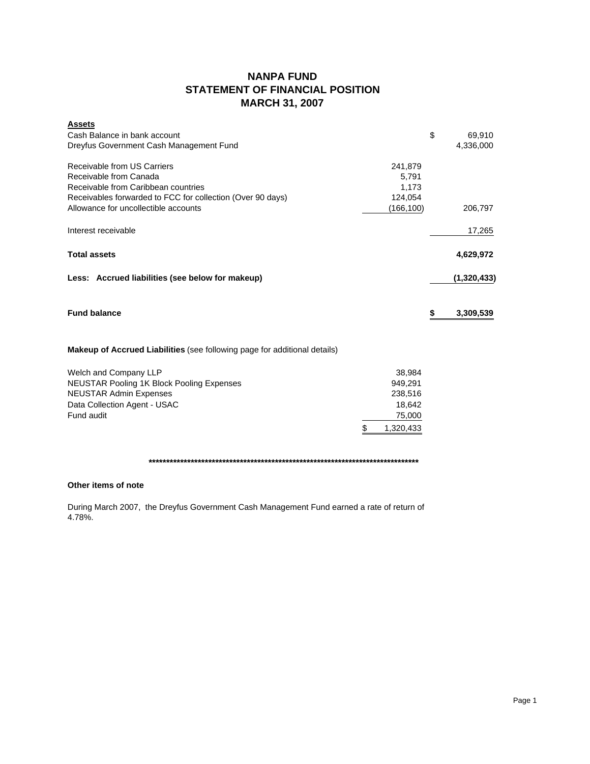# NANPA FUND
## STATEMENT OF FINANCIAL POSITION
## MARCH 31, 2007

| **Assets** | | |
|---|---|---|
| Cash Balance in bank account | | $ 69,910 |
| Dreyfus Government Cash Management Fund | | 4,336,000 |
| | | |
| Receivable from US Carriers | 241,879 | |
| Receivable from Canada | 5,791 | |
| Receivable from Caribbean countries | 1,173 | |
| Receivables forwarded to FCC for collection (Over 90 days) | 124,054 | |
| Allowance for uncollectible accounts | (166,100) | 206,797 |
| | | |
| Interest receivable | | 17,265 |
| | | |
| **Total assets** | | **4,629,972** |
| | | |
| **Less: Accrued liabilities (see below for makeup)** | | **(1,320,433)** |
| | | |
| **Fund balance** | | **$ 3,309,539** |

**Makeup of Accrued Liabilities** (see following page for additional details)

| | |
|---|---|
| Welch and Company LLP | 38,984 |
| NEUSTAR Pooling 1K Block Pooling Expenses | 949,291 |
| NEUSTAR Admin Expenses | 238,516 |
| Data Collection Agent - USAC | 18,642 |
| Fund audit | 75,000 |
| | $ 1,320,433 |

********************************************************************************

**Other items of note**

During March 2007, the Dreyfus Government Cash Management Fund earned a rate of return of 4.78%.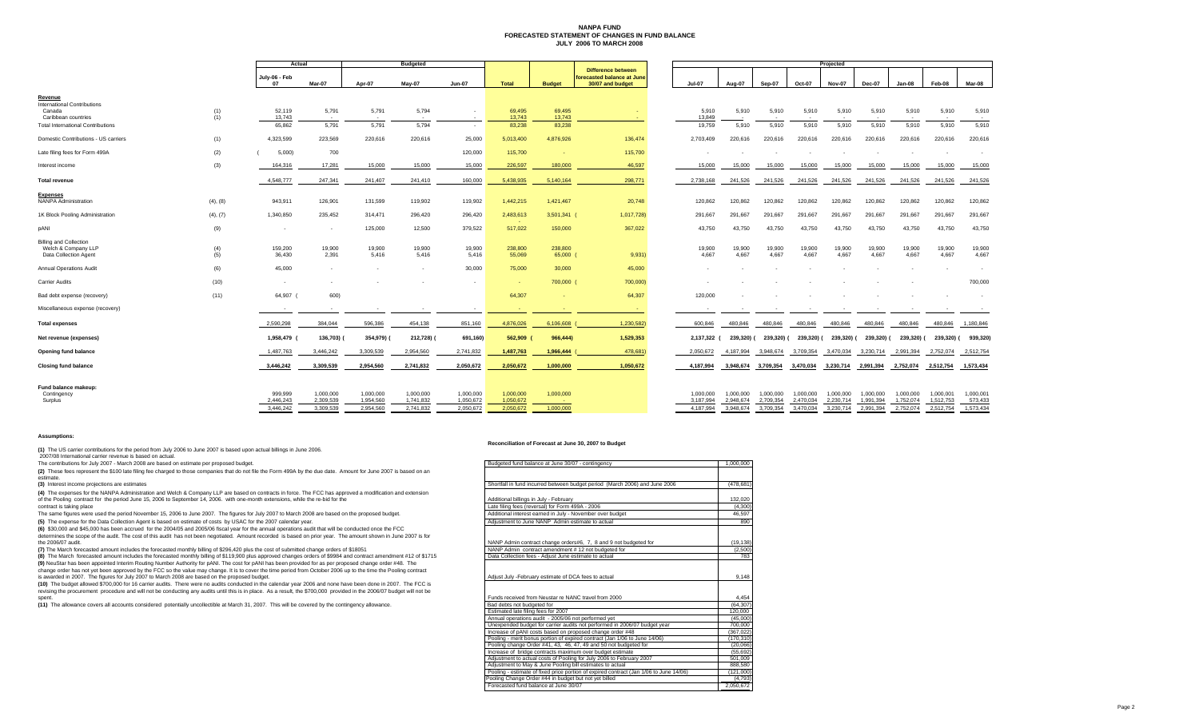# NANPA FUND
## FORECASTED STATEMENT OF CHANGES IN FUND BALANCE
## JULY 2006 TO MARCH 2008

| | | Actual | | Budgeted | | | | | | Projected | | | | | | | | |
|---|---|---|---|---|---|---|---|---|---|---|---|---|---|---|---|---|---|---|
| | | July-06 - Feb 07 | Mar-07 | Apr-07 | May-07 | Jun-07 | Total | Budget | Difference between forecasted balance at June 30/07 and budget | Jul-07 | Aug-07 | Sep-07 | Oct-07 | Nov-07 | Dec-07 | Jan-08 | Feb-08 | Mar-08 |
| **Revenue** | | | | | | | | | | | | | | | | | | |
| International Contributions | | | | | | | | | | | | | | | | | | |
| Canada | (1) | 52,119 | 5,791 | 5,791 | 5,794 | - | 69,495 | 69,495 | - | 5,910 | 5,910 | 5,910 | 5,910 | 5,910 | 5,910 | 5,910 | 5,910 | 5,910 |
| Caribbean countries | (1) | 13,743 | - | - | - | - | 13,743 | 13,743 | - | 13,849 | - | - | - | - | - | - | - | - |
| Total International Contributions | | 65,862 | 5,791 | 5,791 | 5,794 | - | 83,238 | 83,238 | - | 19,759 | 5,910 | 5,910 | 5,910 | 5,910 | 5,910 | 5,910 | 5,910 | 5,910 |
| Domestic Contributions - US carriers | (1) | 4,323,599 | 223,569 | 220,616 | 220,616 | 25,000 | 5,013,400 | 4,876,926 | 136,474 | 2,703,409 | 220,616 | 220,616 | 220,616 | 220,616 | 220,616 | 220,616 | 220,616 | 220,616 |
| Late filing fees for Form 499A | (2) | ( 5,000) | 700 | | | 120,000 | 115,700 | - | 115,700 | - | - | - | - | - | - | - | - | - |
| Interest income | (3) | 164,316 | 17,281 | 15,000 | 15,000 | 15,000 | 226,597 | 180,000 | 46,597 | 15,000 | 15,000 | 15,000 | 15,000 | 15,000 | 15,000 | 15,000 | 15,000 | 15,000 |
| **Total revenue** | | 4,548,777 | 247,341 | 241,407 | 241,410 | 160,000 | 5,438,935 | 5,140,164 | 298,771 | 2,738,168 | 241,526 | 241,526 | 241,526 | 241,526 | 241,526 | 241,526 | 241,526 | 241,526 |
| **Expenses** | | | | | | | | | | | | | | | | | | |
| NANPA Administration | (4), (8) | 943,911 | 126,901 | 131,599 | 119,902 | 119,902 | 1,442,215 | 1,421,467 | 20,748 | 120,862 | 120,862 | 120,862 | 120,862 | 120,862 | 120,862 | 120,862 | 120,862 | 120,862 |
| 1K Block Pooling Administration | (4), (7) | 1,340,850 | 235,452 | 314,471 | 296,420 | 296,420 | 2,483,613 | 3,501,341 | ( 1,017,728) | 291,667 | 291,667 | 291,667 | 291,667 | 291,667 | 291,667 | 291,667 | 291,667 | 291,667 |
| pANI | (9) | - | - | 125,000 | 12,500 | 379,522 | 517,022 | 150,000 | 367,022 | 43,750 | 43,750 | 43,750 | 43,750 | 43,750 | 43,750 | 43,750 | 43,750 | 43,750 |
| Billing and Collection | | | | | | | | | | | | | | | | | | |
| Welch & Company LLP | (4) | 159,200 | 19,900 | 19,900 | 19,900 | 19,900 | 238,800 | 238,800 | - | 19,900 | 19,900 | 19,900 | 19,900 | 19,900 | 19,900 | 19,900 | 19,900 | 19,900 |
| Data Collection Agent | (5) | 36,430 | 2,391 | 5,416 | 5,416 | 5,416 | 55,069 | 65,000 | ( 9,931) | 4,667 | 4,667 | 4,667 | 4,667 | 4,667 | 4,667 | 4,667 | 4,667 | 4,667 |
| Annual Operations Audit | (6) | 45,000 | - | - | - | 30,000 | 75,000 | 30,000 | 45,000 | - | - | - | - | - | - | - | - | - |
| Carrier Audits | (10) | - | - | - | - | - | - | 700,000 | ( 700,000) | - | - | - | - | - | - | - | - | 700,000 |
| Bad debt expense (recovery) | (11) | 64,907 | ( 600) | | | | 64,307 | - | 64,307 | 120,000 | - | - | - | - | - | - | - | - |
| Miscellaneous expense (recovery) | | - | - | - | - | - | - | - | - | - | - | - | - | - | - | - | - | - |
| **Total expenses** | | 2,590,298 | 384,044 | 596,386 | 454,138 | 851,160 | 4,876,026 | 6,106,608 | ( 1,230,582) | 600,846 | 480,846 | 480,846 | 480,846 | 480,846 | 480,846 | 480,846 | 480,846 | 1,180,846 |
| **Net revenue (expenses)** | | 1,958,479 | ( 136,703) | ( 354,979) | ( 212,728) | ( 691,160) | 562,909 | ( 966,444) | 1,529,353 | 2,137,322 | ( 239,320) | ( 239,320) | ( 239,320) | ( 239,320) | ( 239,320) | ( 239,320) | ( 239,320) | ( 939,320) |
| **Opening fund balance** | | 1,487,763 | 3,446,242 | 3,309,539 | 2,954,560 | 2,741,832 | 1,487,763 | 1,966,444 | ( 478,681) | 2,050,672 | 4,187,994 | 3,948,674 | 3,709,354 | 3,470,034 | 3,230,714 | 2,991,394 | 2,752,074 | 2,512,754 |
| **Closing fund balance** | | 3,446,242 | 3,309,539 | 2,954,560 | 2,741,832 | 2,050,672 | 2,050,672 | 1,000,000 | 1,050,672 | 4,187,994 | 3,948,674 | 3,709,354 | 3,470,034 | 3,230,714 | 2,991,394 | 2,752,074 | 2,512,754 | 1,573,434 |
| **Fund balance makeup:** | | | | | | | | | | | | | | | | | | |
| Contingency | | 999,999 | 1,000,000 | 1,000,000 | 1,000,000 | 1,000,000 | 1,000,000 | 1,000,000 | | 1,000,000 | 1,000,000 | 1,000,000 | 1,000,000 | 1,000,000 | 1,000,000 | 1,000,000 | 1,000,001 | 1,000,001 |
| Surplus | | 2,446,243 | 2,309,539 | 1,954,560 | 1,741,832 | 1,050,672 | 1,050,672 | - | | 3,187,994 | 2,948,674 | 2,709,354 | 2,470,034 | 2,230,714 | 1,991,394 | 1,752,074 | 1,512,753 | 573,433 |
| | | 3,446,242 | 3,309,539 | 2,954,560 | 2,741,832 | 2,050,672 | 2,050,672 | 1,000,000 | | 4,187,994 | 3,948,674 | 3,709,354 | 3,470,034 | 3,230,714 | 2,991,394 | 2,752,074 | 2,512,754 | 1,573,434 |

### Assumptions:

**(1)** The US carrier contributions for the period from July 2006 to June 2007 is based upon actual billings in June 2006.
2007/08 International carrier revenue is based on actual.
The contributions for July 2007 - March 2008 are based on estimate per proposed budget.

**(2)** These fees represent the $100 late filing fee charged to those companies that do not file the Form 499A by the due date. Amount for June 2007 is based on an estimate.

**(3)** Interest income projections are estimates

**(4)** The expenses for the NANPA Administration and Welch & Company LLP are based on contracts in force. The FCC has approved a modification and extension of the Pooling contract for the period June 15, 2006 to September 14, 2006. with one-month extensions, while the re-bid for the contract is taking place
The same figures were used the period November 15, 2006 to June 2007. The figures for July 2007 to March 2008 are based on the proposed budget.

**(5)** The expense for the Data Collection Agent is based on estimate of costs by USAC for the 2007 calendar year.

**(6)** $30,000 and $45,000 has been accrued for the 2004/05 and 2005/06 fiscal year for the annual operations audit that will be conducted once the FCC determines the scope of the audit. The cost of this audit has not been negotiated. Amount recorded is based on prior year. The amount shown in June 2007 is for the 2006/07 audit.

**(7)** The March forecasted amount includes the forecasted monthly billing of $296,420 plus the cost of submitted change orders of $18051

**(8)** The March forecasted amount includes the forecasted monthly billing of $119,900 plus approved changes orders of $9984 and contract amendment #12 of $1715

**(9)** NeuStar has been appointed Interim Routing Number Authority for pANI. The cost for pANI has been provided for as per proposed change order #48. The change order has not yet been approved by the FCC so the value may change. It is to cover the time period from October 2006 up to the time the Pooling contract is awarded in 2007. The figures for July 2007 to March 2008 are based on the proposed budget.

**(10)** The budget allowed $700,000 for 16 carrier audits. There were no audits conducted in the calendar year 2006 and none have been done in 2007. The FCC is revising the procurement procedure and will not be conducting any audits until this is in place. As a result, the $700,000 provided in the 2006/07 budget will not be spent.

**(11)** The allowance covers all accounts considered potentially uncollectible at March 31, 2007. This will be covered by the contingency allowance.

### Reconciliation of Forecast at June 30, 2007 to Budget

| | |
|---|---|
| Budgeted fund balance at June 30/07 - contingency | 1,000,000 |
| | |
| Shortfall in fund incurred between budget period (March 2006) and June 2006 | (478,681) |
| | |
| Additional billings in July - February | 132,020 |
| Late filing fees (reversal) for Form 499A - 2006 | (4,300) |
| Additional interest earned in July - November over budget | 46,597 |
| Adjustment to June NANP Admin estimate to actual | 890 |
| | |
| NANP Admin contract change orders#6, 7, 8 and 9 not budgeted for | (19,138) |
| NANP Admin contract amendment # 12 not budgeted for | (2,500) |
| Data Collection fees - Adjust June estimate to actual | 783 |
| | |
| Adjust July -February estimate of DCA fees to actual | 9,148 |
| | |
| Funds received from Neustar re NANC travel from 2000 | 4,454 |
| Bad debts not budgeted for | (64,307) |
| Estimated late filing fees for 2007 | 120,000 |
| Annual operations audit - 2005/06 not performed yet | (45,000) |
| Unexpended budget for carrier audits not performed in 2006/07 budget year | 700,000 |
| Increase of pANI costs based on proposed change order #48 | (367,022) |
| Pooling - merit bonus portion of expired contract (Jan 1/06 to June 14/06) | (170,310) |
| Pooling change Order #41, 43, 46, 47, 49 and 50 not budgeted for | (20,066) |
| Increase of bridge contracts maximum over budget estimate | (55,692) |
| Adjustment to actual costs of Pooling for July 2006 to February 2007 | 501,009 |
| Adjustment to May & June Pooling bill estimates to actual | 888,580 |
| Pooling - estimate of fixed price portion of expired contract (Jan 1/06 to June 14/06) | (121,000) |
| Pooling Change Order #44 in budget but not yet billed | (4,793) |
| Forecasted fund balance at June 30/07 | 2,050,672 |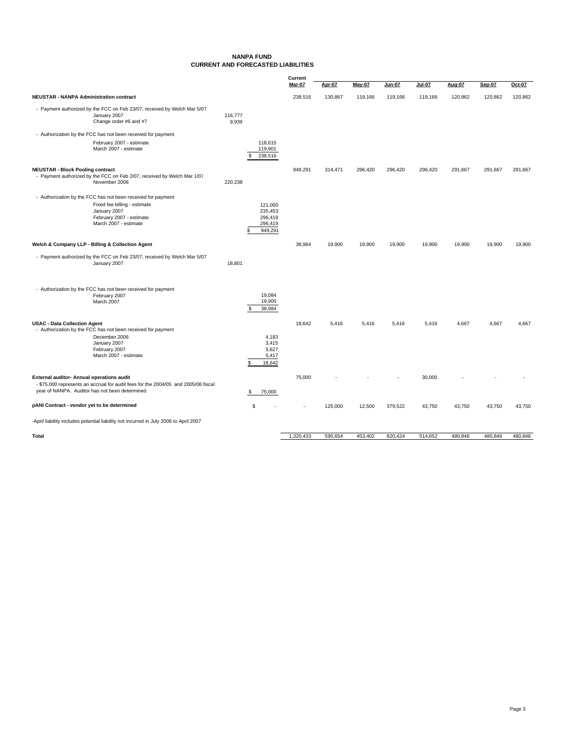# NANPA FUND
## CURRENT AND FORECASTED LIABILITIES

| | | | Current Mar-07 | Apr-07 | May-07 | Jun-07 | Jul-07 | Aug-07 | Sep-07 | Oct-07 |
|---|---|---|---|---|---|---|---|---|---|---|
| **NEUSTAR - NANPA Administration contract** | | | 238,516 | 130,867 | 119,166 | 119,166 | 119,166 | 120,862 | 120,862 | 120,862 |
| - Payment authorized by the FCC on Feb 23/07, received by Welch Mar 5/07 | | | | | | | | | | |
| January 2007 | 116,777 | | | | | | | | | |
| Change order #6 and #7 | 9,939 | | | | | | | | | |
| - Authorization by the FCC has not been received for payment | | | | | | | | | | |
| February 2007 - estimate | | 118,615 | | | | | | | | |
| March 2007 - estimate | | 119,901 | | | | | | | | |
| | | $ 238,516 | | | | | | | | |
| **NEUSTAR - Block Pooling contract** | | | 949,291 | 314,471 | 296,420 | 296,420 | 296,420 | 291,667 | 291,667 | 291,667 |
| - Payment authorized by the FCC on Feb 2/07, received by Welch Mar 1/07 | | | | | | | | | | |
| November 2006 | 220,238 | | | | | | | | | |
| - Authorization by the FCC has not been received for payment | | | | | | | | | | |
| Fixed fee billing - estimate | | 121,000 | | | | | | | | |
| January 2007 | | 235,453 | | | | | | | | |
| February 2007 - estimate | | 296,419 | | | | | | | | |
| March 2007 - estimate | | 296,419 | | | | | | | | |
| | | $ 949,291 | | | | | | | | |
| **Welch & Company LLP - Billing & Collection Agent** | | | 38,984 | 19,900 | 19,900 | 19,900 | 19,900 | 19,900 | 19,900 | 19,900 |
| - Payment authorized by the FCC on Feb 23/07, received by Welch Mar 5/07 | | | | | | | | | | |
| January 2007 | 18,801 | | | | | | | | | |
| - Authorization by the FCC has not been received for payment | | | | | | | | | | |
| February 2007 | | 19,084 | | | | | | | | |
| March 2007 | | 19,900 | | | | | | | | |
| | | $ 38,984 | | | | | | | | |
| **USAC - Data Collection Agent** | | | 18,642 | 5,416 | 5,416 | 5,416 | 5,416 | 4,667 | 4,667 | 4,667 |
| - Authorization by the FCC has not been received for payment | | | | | | | | | | |
| December 2006 | | 4,183 | | | | | | | | |
| January 2007 | | 3,415 | | | | | | | | |
| February 2007 | | 5,627 | | | | | | | | |
| March 2007 - estimate | | 5,417 | | | | | | | | |
| | | $ 18,642 | | | | | | | | |
| **External auditor- Annual operations audit** | | | 75,000 | - | - | - | 30,000 | - | - | - |
| - $75,000 represents an accrual for audit fees for the 2004/05 and 2005/06 fiscal year of NANPA. Auditor has not been determined | | $ 75,000 | | | | | | | | |
| **pANI Contract - vendor yet to be determined** | | $ - | - | 125,000 | 12,500 | 379,522 | 43,750 | 43,750 | 43,750 | 43,750 |
| -April liability includes potential liability not incurred in July 2006 to April 2007 | | | | | | | | | | |
| **Total** | | | 1,320,433 | 595,654 | 453,402 | 820,424 | 514,652 | 480,846 | 480,846 | 480,846 |